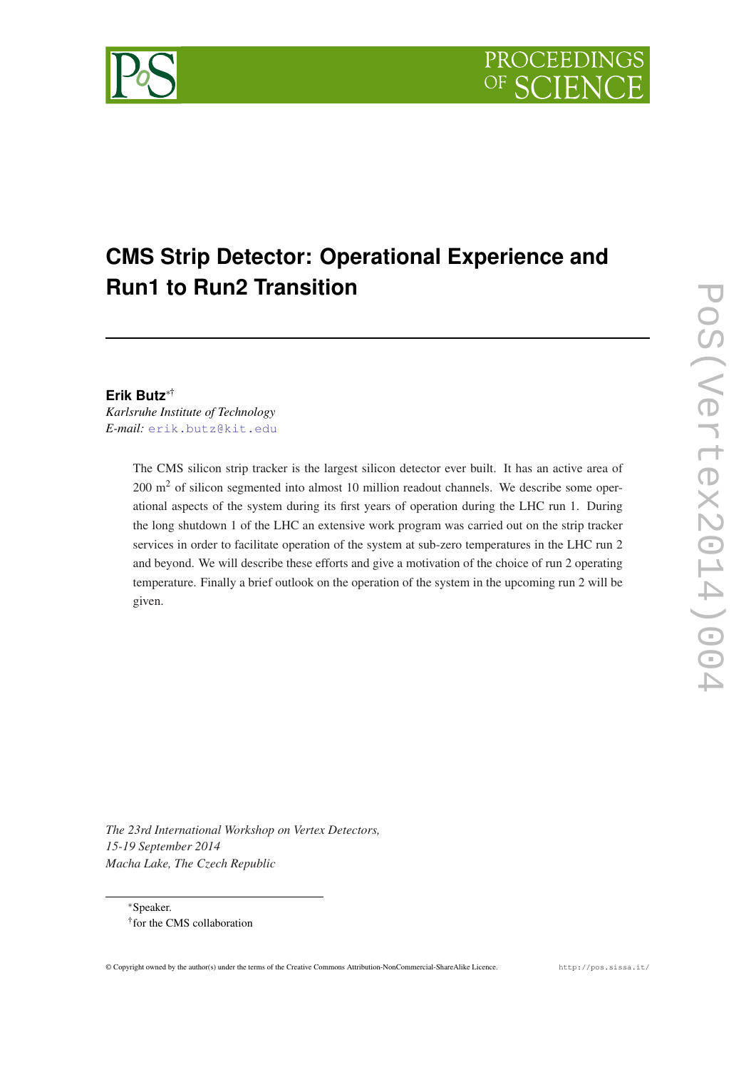# CMS Strip Detector: Operational Experience and Run1 to Run2 Transition

**Erik Butz**[*][†]

*Karlsruhe Institute of Technology*

*E-mail:* erik.butz@kit.edu

The CMS silicon strip tracker is the largest silicon detector ever built. It has an active area of 200 $m^2$ of silicon segmented into almost 10 million readout channels. We describe some operational aspects of the system during its first years of operation during the LHC run 1. During the long shutdown 1 of the LHC an extensive work program was carried out on the strip tracker services in order to facilitate operation of the system at sub-zero temperatures in the LHC run 2 and beyond. We will describe these efforts and give a motivation of the choice of run 2 operating temperature. Finally a brief outlook on the operation of the system in the upcoming run 2 will be given.

*The 23rd International Workshop on Vertex Detectors,*
*15-19 September 2014*
*Macha Lake, The Czech Republic*

[*]Speaker.

[†]for the CMS collaboration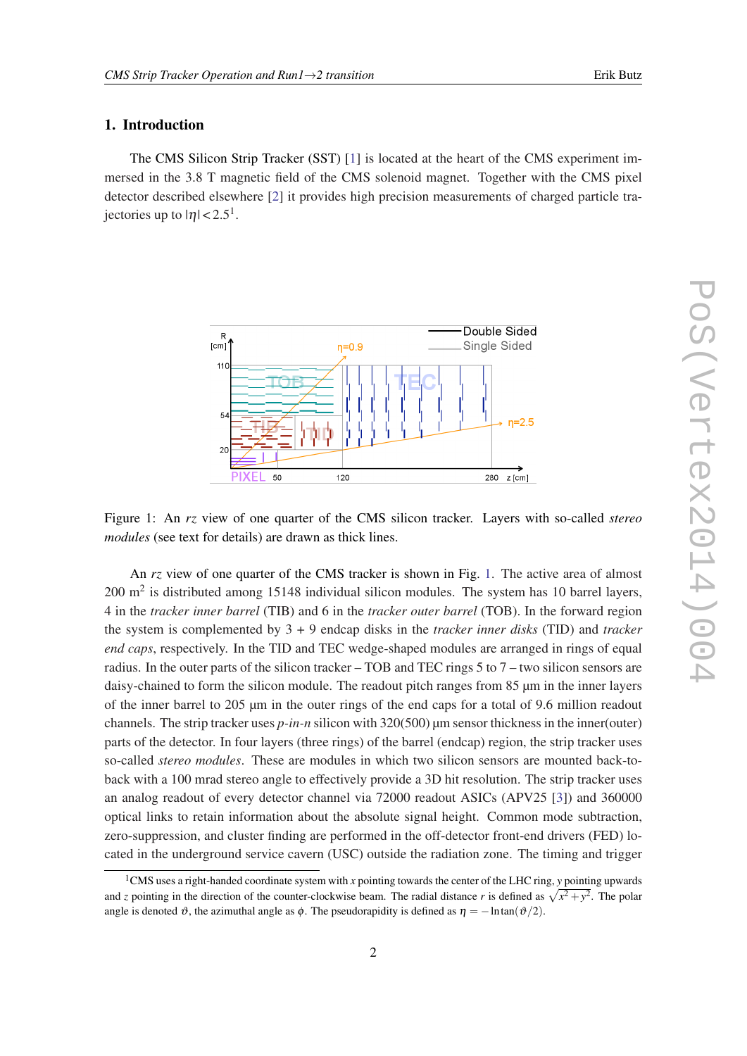# 1. Introduction

The CMS Silicon Strip Tracker (SST) [1] is located at the heart of the CMS experiment immersed in the 3.8 T magnetic field of the CMS solenoid magnet. Together with the CMS pixel detector described elsewhere [2] it provides high precision measurements of charged particle trajectories up to $|\eta| < 2.5$[1].

Figure 1: An *rz* view of one quarter of the CMS silicon tracker. Layers with so-called *stereo modules* (see text for details) are drawn as thick lines.

An *rz* view of one quarter of the CMS tracker is shown in Fig. 1. The active area of almost 200 $m^2$ is distributed among 15148 individual silicon modules. The system has 10 barrel layers, 4 in the *tracker inner barrel* (TIB) and 6 in the *tracker outer barrel* (TOB). In the forward region the system is complemented by 3 + 9 endcap disks in the *tracker inner disks* (TID) and *tracker end caps*, respectively. In the TID and TEC wedge-shaped modules are arranged in rings of equal radius. In the outer parts of the silicon tracker – TOB and TEC rings 5 to 7 – two silicon sensors are daisy-chained to form the silicon module. The readout pitch ranges from 85 µm in the inner layers of the inner barrel to 205 µm in the outer rings of the end caps for a total of 9.6 million readout channels. The strip tracker uses *p-in-n* silicon with 320(500) µm sensor thickness in the inner(outer) parts of the detector. In four layers (three rings) of the barrel (endcap) region, the strip tracker uses so-called *stereo modules*. These are modules in which two silicon sensors are mounted back-to-back with a 100 mrad stereo angle to effectively provide a 3D hit resolution. The strip tracker uses an analog readout of every detector channel via 72000 readout ASICs (APV25 [3]) and 360000 optical links to retain information about the absolute signal height. Common mode subtraction, zero-suppression, and cluster finding are performed in the off-detector front-end drivers (FED) located in the underground service cavern (USC) outside the radiation zone. The timing and trigger

[1] CMS uses a right-handed coordinate system with $x$ pointing towards the center of the LHC ring, $y$ pointing upwards and $z$ pointing in the direction of the counter-clockwise beam. The radial distance $r$ is defined as $\sqrt{x^2+y^2}$. The polar angle is denoted $\vartheta$, the azimuthal angle as $\phi$. The pseudorapidity is defined as $\eta = -\ln\tan(\vartheta/2)$.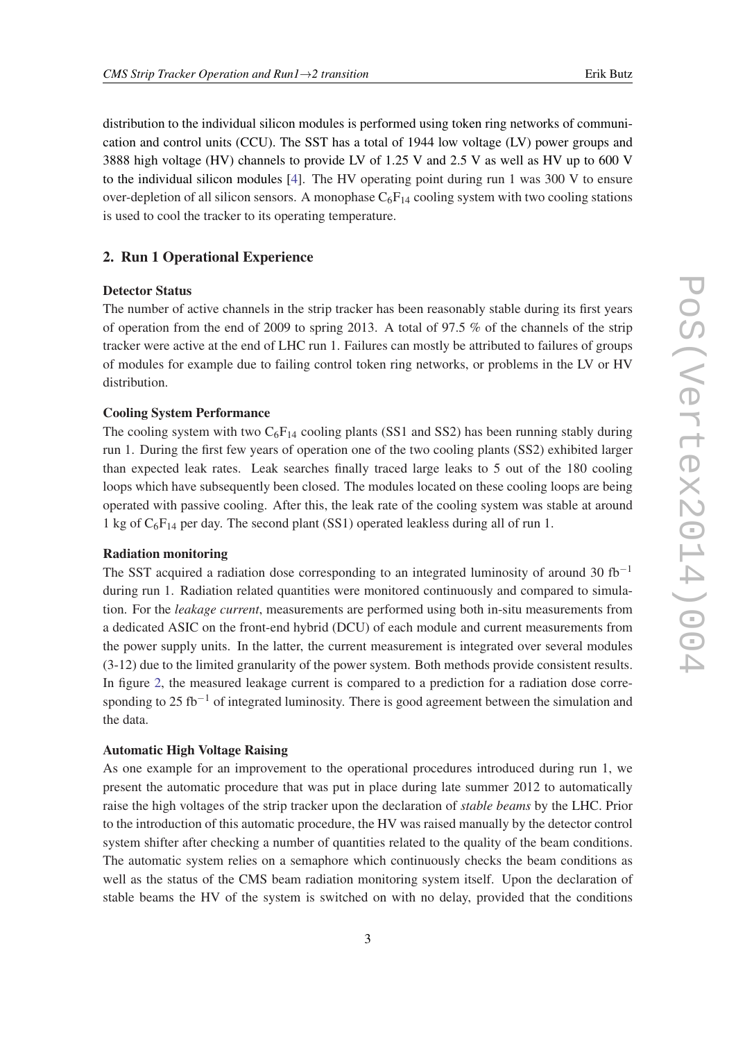distribution to the individual silicon modules is performed using token ring networks of communication and control units (CCU). The SST has a total of 1944 low voltage (LV) power groups and 3888 high voltage (HV) channels to provide LV of 1.25 V and 2.5 V as well as HV up to 600 V to the individual silicon modules [4]. The HV operating point during run 1 was 300 V to ensure over-depletion of all silicon sensors. A monophase $C_6F_{14}$ cooling system with two cooling stations is used to cool the tracker to its operating temperature.

## 2. Run 1 Operational Experience

**Detector Status**

The number of active channels in the strip tracker has been reasonably stable during its first years of operation from the end of 2009 to spring 2013. A total of 97.5 % of the channels of the strip tracker were active at the end of LHC run 1. Failures can mostly be attributed to failures of groups of modules for example due to failing control token ring networks, or problems in the LV or HV distribution.

**Cooling System Performance**

The cooling system with two $C_6F_{14}$ cooling plants (SS1 and SS2) has been running stably during run 1. During the first few years of operation one of the two cooling plants (SS2) exhibited larger than expected leak rates. Leak searches finally traced large leaks to 5 out of the 180 cooling loops which have subsequently been closed. The modules located on these cooling loops are being operated with passive cooling. After this, the leak rate of the cooling system was stable at around 1 kg of $C_6F_{14}$ per day. The second plant (SS1) operated leakless during all of run 1.

**Radiation monitoring**

The SST acquired a radiation dose corresponding to an integrated luminosity of around 30 $\text{fb}^{-1}$ during run 1. Radiation related quantities were monitored continuously and compared to simulation. For the *leakage current*, measurements are performed using both in-situ measurements from a dedicated ASIC on the front-end hybrid (DCU) of each module and current measurements from the power supply units. In the latter, the current measurement is integrated over several modules (3-12) due to the limited granularity of the power system. Both methods provide consistent results. In figure 2, the measured leakage current is compared to a prediction for a radiation dose corresponding to 25 $\text{fb}^{-1}$ of integrated luminosity. There is good agreement between the simulation and the data.

**Automatic High Voltage Raising**

As one example for an improvement to the operational procedures introduced during run 1, we present the automatic procedure that was put in place during late summer 2012 to automatically raise the high voltages of the strip tracker upon the declaration of *stable beams* by the LHC. Prior to the introduction of this automatic procedure, the HV was raised manually by the detector control system shifter after checking a number of quantities related to the quality of the beam conditions. The automatic system relies on a semaphore which continuously checks the beam conditions as well as the status of the CMS beam radiation monitoring system itself. Upon the declaration of stable beams the HV of the system is switched on with no delay, provided that the conditions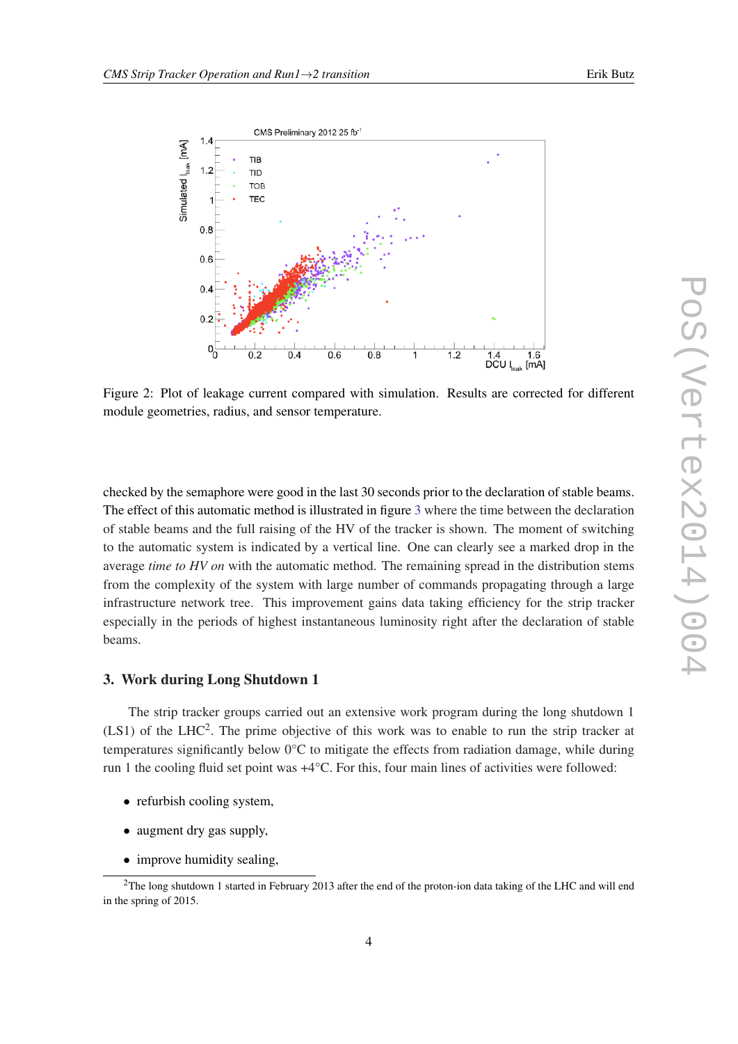Figure 2: Plot of leakage current compared with simulation. Results are corrected for different module geometries, radius, and sensor temperature.

checked by the semaphore were good in the last 30 seconds prior to the declaration of stable beams. The effect of this automatic method is illustrated in figure 3 where the time between the declaration of stable beams and the full raising of the HV of the tracker is shown. The moment of switching to the automatic system is indicated by a vertical line. One can clearly see a marked drop in the average *time to HV on* with the automatic method. The remaining spread in the distribution stems from the complexity of the system with large number of commands propagating through a large infrastructure network tree. This improvement gains data taking efficiency for the strip tracker especially in the periods of highest instantaneous luminosity right after the declaration of stable beams.

## 3. Work during Long Shutdown 1

The strip tracker groups carried out an extensive work program during the long shutdown 1 (LS1) of the LHC[2]. The prime objective of this work was to enable to run the strip tracker at temperatures significantly below 0°C to mitigate the effects from radiation damage, while during run 1 the cooling fluid set point was +4°C. For this, four main lines of activities were followed:

- refurbish cooling system,
- augment dry gas supply,
- improve humidity sealing,

[2]The long shutdown 1 started in February 2013 after the end of the proton-ion data taking of the LHC and will end in the spring of 2015.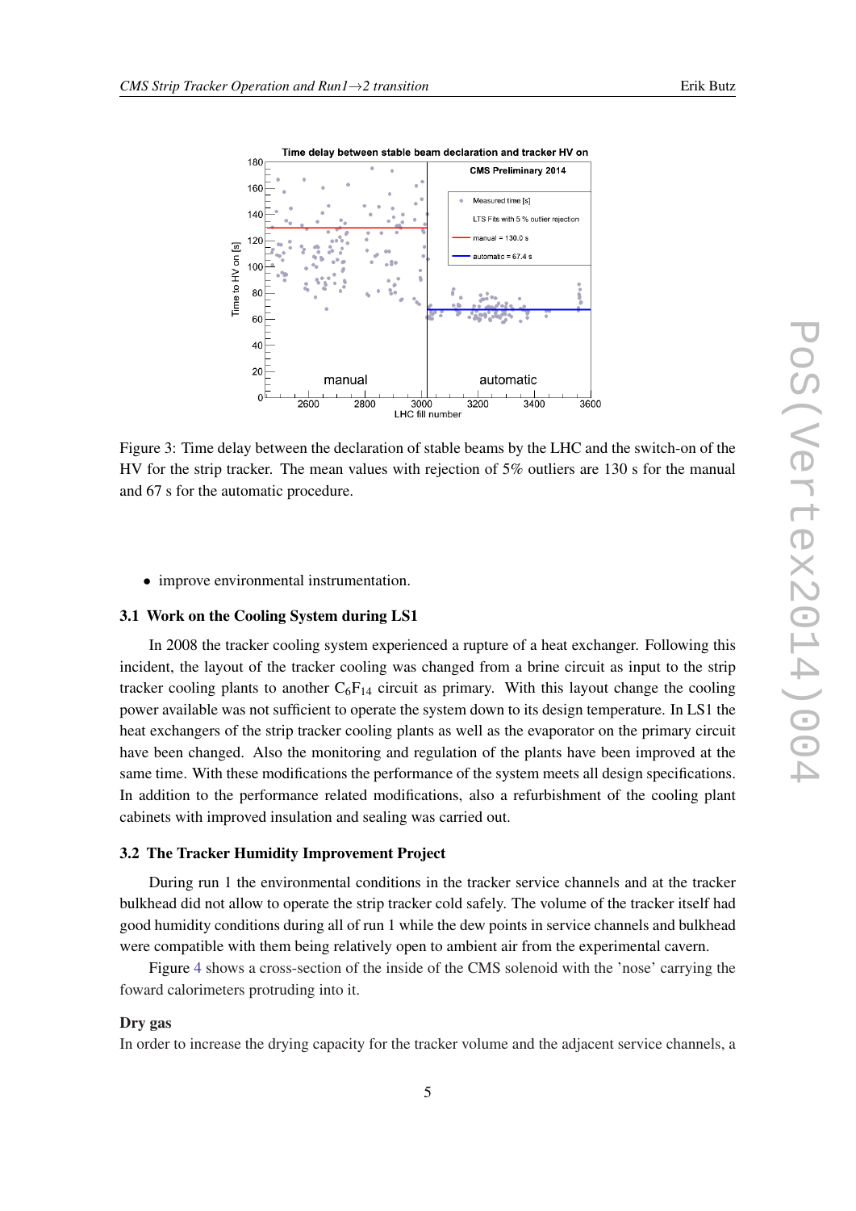Figure 3: Time delay between the declaration of stable beams by the LHC and the switch-on of the HV for the strip tracker. The mean values with rejection of 5% outliers are 130 s for the manual and 67 s for the automatic procedure.

- improve environmental instrumentation.

### 3.1 Work on the Cooling System during LS1

In 2008 the tracker cooling system experienced a rupture of a heat exchanger. Following this incident, the layout of the tracker cooling was changed from a brine circuit as input to the strip tracker cooling plants to another $C_6F_{14}$ circuit as primary. With this layout change the cooling power available was not sufficient to operate the system down to its design temperature. In LS1 the heat exchangers of the strip tracker cooling plants as well as the evaporator on the primary circuit have been changed. Also the monitoring and regulation of the plants have been improved at the same time. With these modifications the performance of the system meets all design specifications. In addition to the performance related modifications, also a refurbishment of the cooling plant cabinets with improved insulation and sealing was carried out.

### 3.2 The Tracker Humidity Improvement Project

During run 1 the environmental conditions in the tracker service channels and at the tracker bulkhead did not allow to operate the strip tracker cold safely. The volume of the tracker itself had good humidity conditions during all of run 1 while the dew points in service channels and bulkhead were compatible with them being relatively open to ambient air from the experimental cavern.

Figure 4 shows a cross-section of the inside of the CMS solenoid with the 'nose' carrying the foward calorimeters protruding into it.

**Dry gas**

In order to increase the drying capacity for the tracker volume and the adjacent service channels, a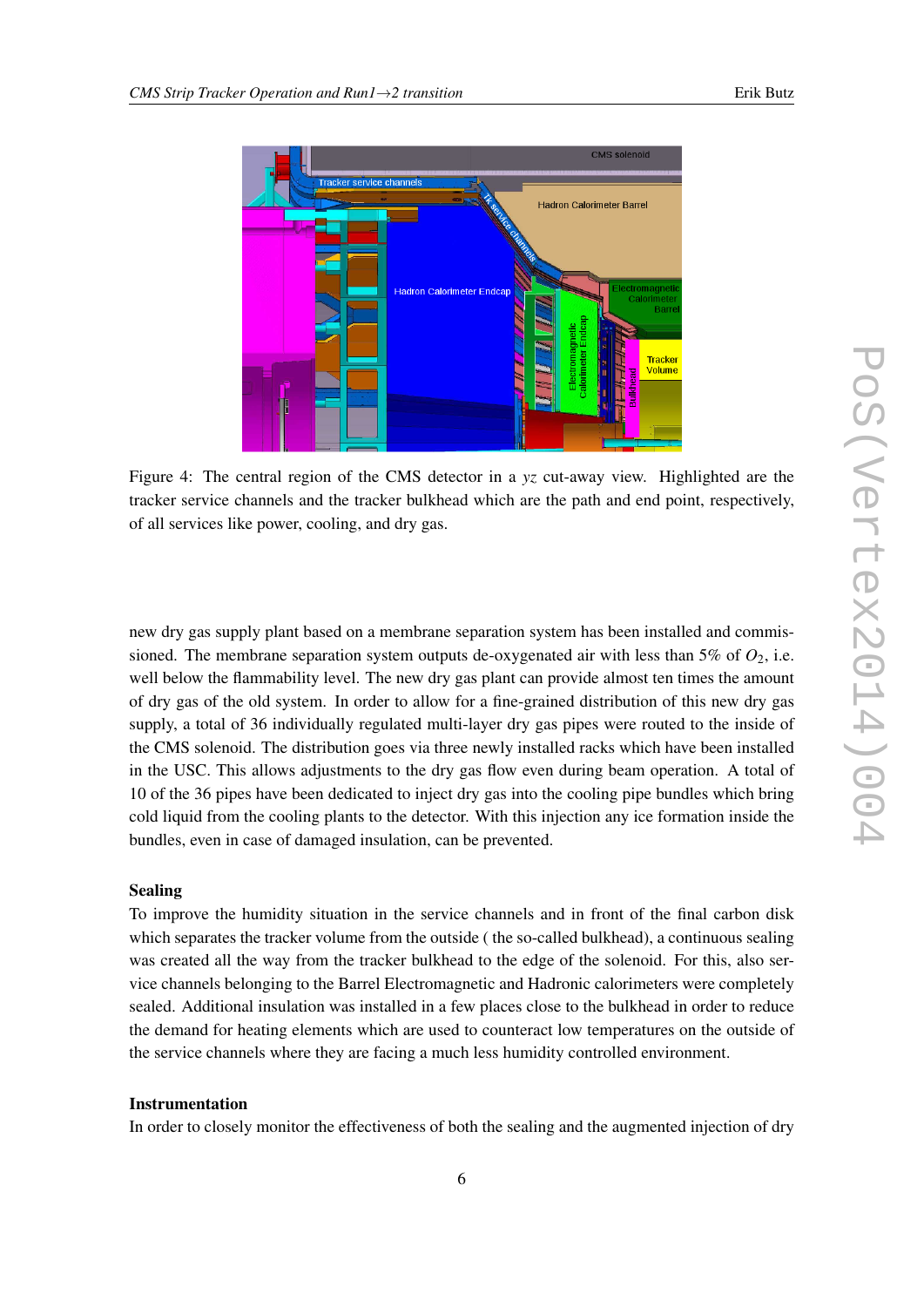Figure 4: The central region of the CMS detector in a $yz$ cut-away view. Highlighted are the tracker service channels and the tracker bulkhead which are the path and end point, respectively, of all services like power, cooling, and dry gas.

new dry gas supply plant based on a membrane separation system has been installed and commissioned. The membrane separation system outputs de-oxygenated air with less than 5% of $O_2$, i.e. well below the flammability level. The new dry gas plant can provide almost ten times the amount of dry gas of the old system. In order to allow for a fine-grained distribution of this new dry gas supply, a total of 36 individually regulated multi-layer dry gas pipes were routed to the inside of the CMS solenoid. The distribution goes via three newly installed racks which have been installed in the USC. This allows adjustments to the dry gas flow even during beam operation. A total of 10 of the 36 pipes have been dedicated to inject dry gas into the cooling pipe bundles which bring cold liquid from the cooling plants to the detector. With this injection any ice formation inside the bundles, even in case of damaged insulation, can be prevented.

**Sealing**

To improve the humidity situation in the service channels and in front of the final carbon disk which separates the tracker volume from the outside ( the so-called bulkhead), a continuous sealing was created all the way from the tracker bulkhead to the edge of the solenoid. For this, also service channels belonging to the Barrel Electromagnetic and Hadronic calorimeters were completely sealed. Additional insulation was installed in a few places close to the bulkhead in order to reduce the demand for heating elements which are used to counteract low temperatures on the outside of the service channels where they are facing a much less humidity controlled environment.

**Instrumentation**

In order to closely monitor the effectiveness of both the sealing and the augmented injection of dry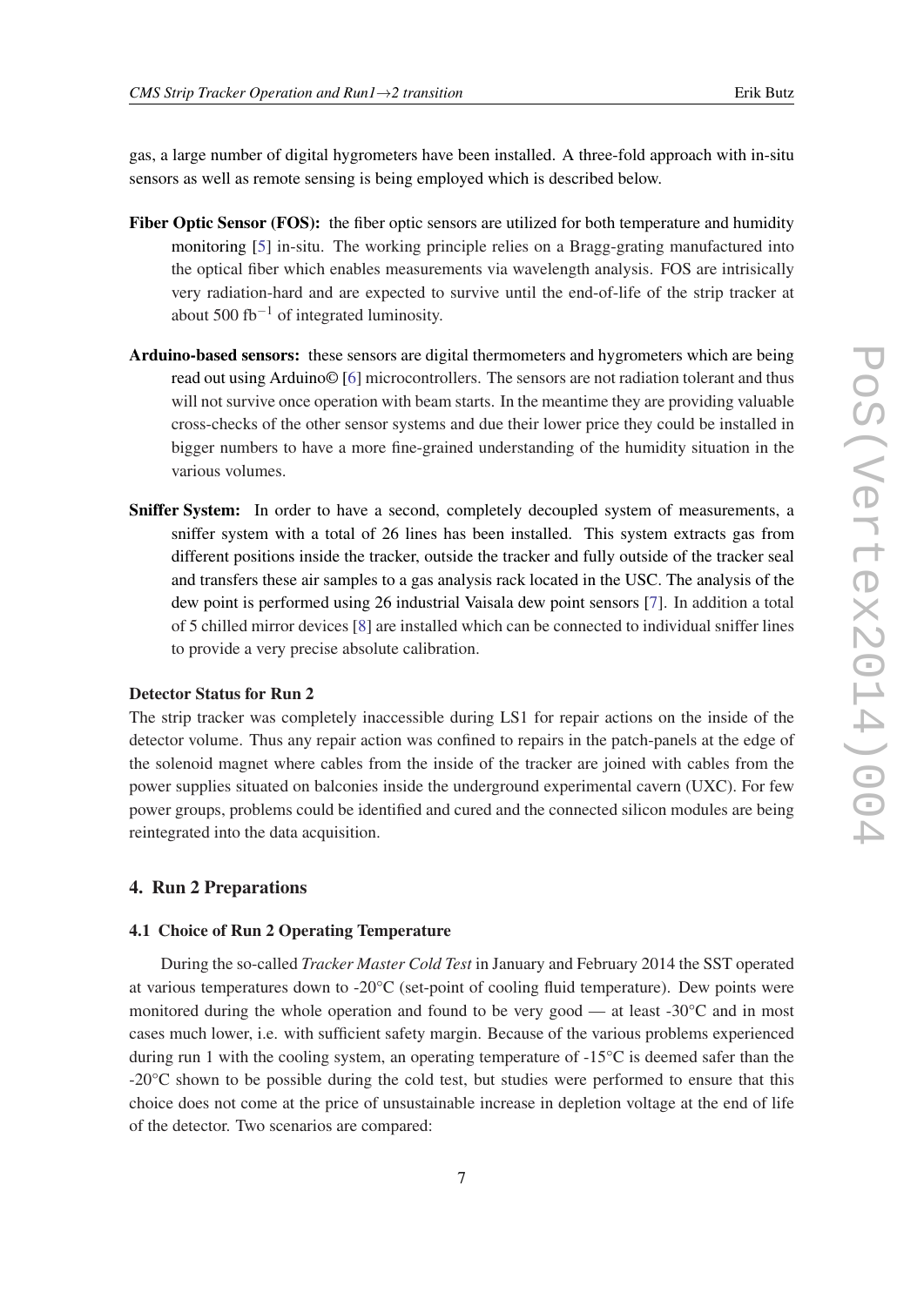gas, a large number of digital hygrometers have been installed. A three-fold approach with in-situ sensors as well as remote sensing is being employed which is described below.

**Fiber Optic Sensor (FOS):** the fiber optic sensors are utilized for both temperature and humidity monitoring [5] in-situ. The working principle relies on a Bragg-grating manufactured into the optical fiber which enables measurements via wavelength analysis. FOS are intrisically very radiation-hard and are expected to survive until the end-of-life of the strip tracker at about 500 fb$^{-1}$ of integrated luminosity.

**Arduino-based sensors:** these sensors are digital thermometers and hygrometers which are being read out using Arduino© [6] microcontrollers. The sensors are not radiation tolerant and thus will not survive once operation with beam starts. In the meantime they are providing valuable cross-checks of the other sensor systems and due their lower price they could be installed in bigger numbers to have a more fine-grained understanding of the humidity situation in the various volumes.

**Sniffer System:** In order to have a second, completely decoupled system of measurements, a sniffer system with a total of 26 lines has been installed. This system extracts gas from different positions inside the tracker, outside the tracker and fully outside of the tracker seal and transfers these air samples to a gas analysis rack located in the USC. The analysis of the dew point is performed using 26 industrial Vaisala dew point sensors [7]. In addition a total of 5 chilled mirror devices [8] are installed which can be connected to individual sniffer lines to provide a very precise absolute calibration.

**Detector Status for Run 2**

The strip tracker was completely inaccessible during LS1 for repair actions on the inside of the detector volume. Thus any repair action was confined to repairs in the patch-panels at the edge of the solenoid magnet where cables from the inside of the tracker are joined with cables from the power supplies situated on balconies inside the underground experimental cavern (UXC). For few power groups, problems could be identified and cured and the connected silicon modules are being reintegrated into the data acquisition.

## 4. Run 2 Preparations

### 4.1 Choice of Run 2 Operating Temperature

During the so-called *Tracker Master Cold Test* in January and February 2014 the SST operated at various temperatures down to -20°C (set-point of cooling fluid temperature). Dew points were monitored during the whole operation and found to be very good — at least -30°C and in most cases much lower, i.e. with sufficient safety margin. Because of the various problems experienced during run 1 with the cooling system, an operating temperature of -15°C is deemed safer than the -20°C shown to be possible during the cold test, but studies were performed to ensure that this choice does not come at the price of unsustainable increase in depletion voltage at the end of life of the detector. Two scenarios are compared: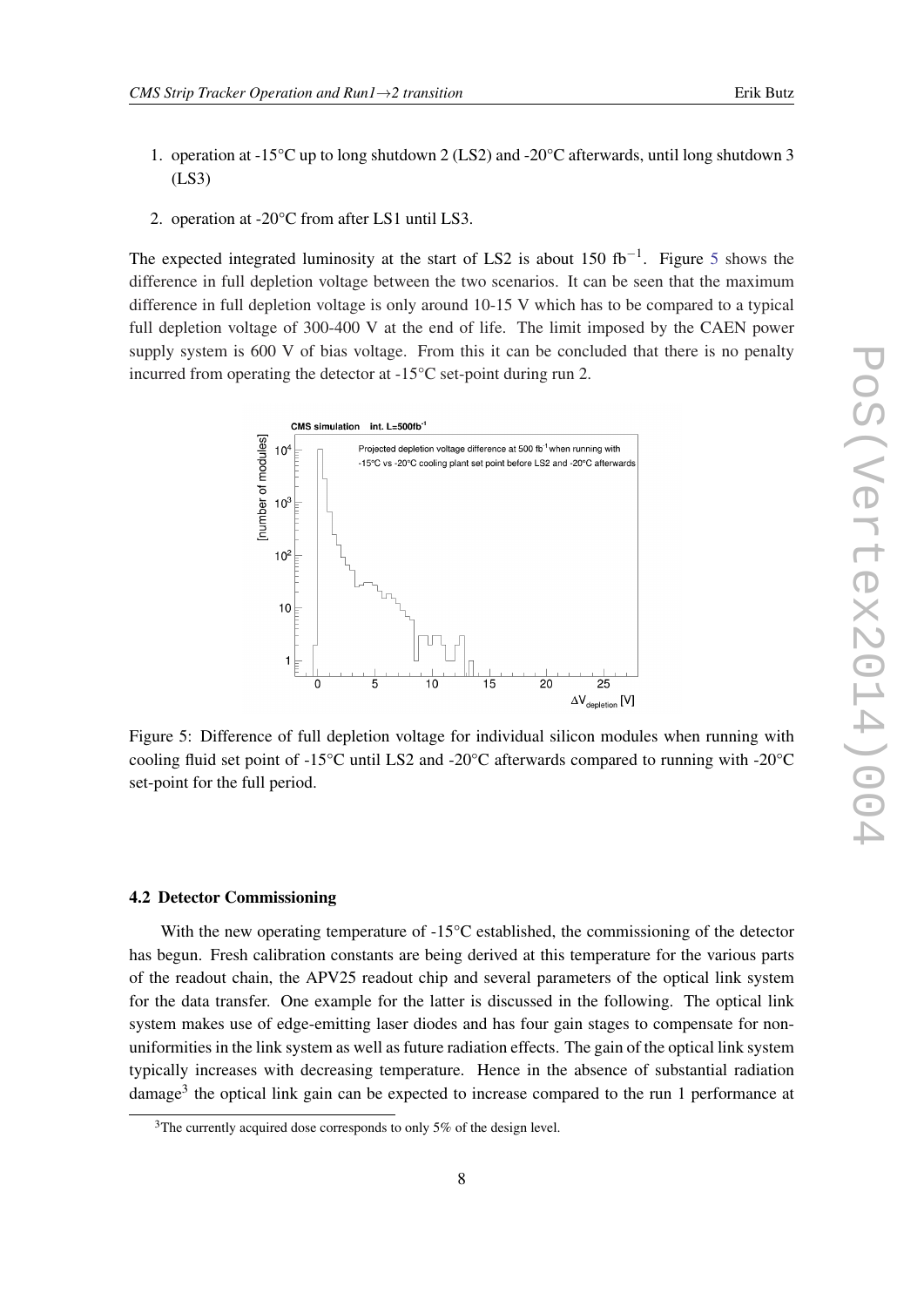1. operation at -15°C up to long shutdown 2 (LS2) and -20°C afterwards, until long shutdown 3 (LS3)
2. operation at -20°C from after LS1 until LS3.

The expected integrated luminosity at the start of LS2 is about 150 $fb^{-1}$. Figure 5 shows the difference in full depletion voltage between the two scenarios. It can be seen that the maximum difference in full depletion voltage is only around 10-15 V which has to be compared to a typical full depletion voltage of 300-400 V at the end of life. The limit imposed by the CAEN power supply system is 600 V of bias voltage. From this it can be concluded that there is no penalty incurred from operating the detector at -15°C set-point during run 2.

Figure 5: Difference of full depletion voltage for individual silicon modules when running with cooling fluid set point of -15°C until LS2 and -20°C afterwards compared to running with -20°C set-point for the full period.

### 4.2 Detector Commissioning

With the new operating temperature of -15°C established, the commissioning of the detector has begun. Fresh calibration constants are being derived at this temperature for the various parts of the readout chain, the APV25 readout chip and several parameters of the optical link system for the data transfer. One example for the latter is discussed in the following. The optical link system makes use of edge-emitting laser diodes and has four gain stages to compensate for non-uniformities in the link system as well as future radiation effects. The gain of the optical link system typically increases with decreasing temperature. Hence in the absence of substantial radiation damage[3] the optical link gain can be expected to increase compared to the run 1 performance at

[3] The currently acquired dose corresponds to only 5% of the design level.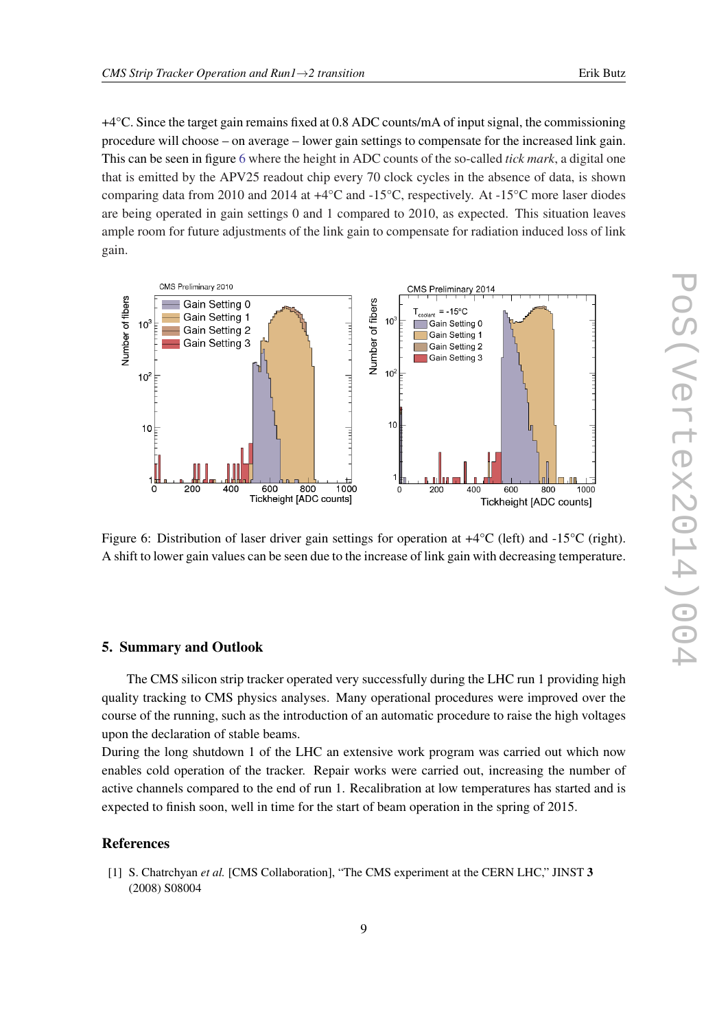+4°C. Since the target gain remains fixed at 0.8 ADC counts/mA of input signal, the commissioning procedure will choose – on average – lower gain settings to compensate for the increased link gain. This can be seen in figure 6 where the height in ADC counts of the so-called *tick mark*, a digital one that is emitted by the APV25 readout chip every 70 clock cycles in the absence of data, is shown comparing data from 2010 and 2014 at +4°C and -15°C, respectively. At -15°C more laser diodes are being operated in gain settings 0 and 1 compared to 2010, as expected. This situation leaves ample room for future adjustments of the link gain to compensate for radiation induced loss of link gain.

Figure 6: Distribution of laser driver gain settings for operation at +4°C (left) and -15°C (right). A shift to lower gain values can be seen due to the increase of link gain with decreasing temperature.

## 5. Summary and Outlook

The CMS silicon strip tracker operated very successfully during the LHC run 1 providing high quality tracking to CMS physics analyses. Many operational procedures were improved over the course of the running, such as the introduction of an automatic procedure to raise the high voltages upon the declaration of stable beams.

During the long shutdown 1 of the LHC an extensive work program was carried out which now enables cold operation of the tracker. Repair works were carried out, increasing the number of active channels compared to the end of run 1. Recalibration at low temperatures has started and is expected to finish soon, well in time for the start of beam operation in the spring of 2015.

## References

[1] S. Chatrchyan *et al.* [CMS Collaboration], "The CMS experiment at the CERN LHC," JINST **3** (2008) S08004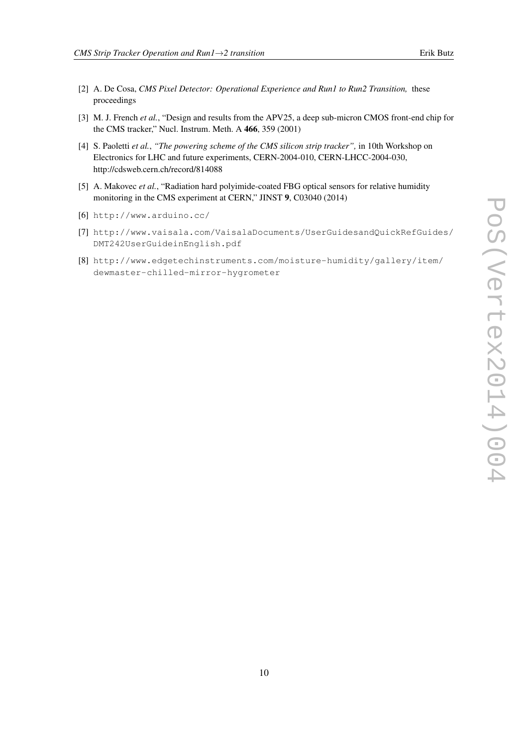[2] A. De Cosa, *CMS Pixel Detector: Operational Experience and Run1 to Run2 Transition,* these proceedings

[3] M. J. French *et al.*, "Design and results from the APV25, a deep sub-micron CMOS front-end chip for the CMS tracker," Nucl. Instrum. Meth. A **466**, 359 (2001)

[4] S. Paoletti *et al.*, *"The powering scheme of the CMS silicon strip tracker",* in 10th Workshop on Electronics for LHC and future experiments, CERN-2004-010, CERN-LHCC-2004-030, http://cdsweb.cern.ch/record/814088

[5] A. Makovec *et al.*, "Radiation hard polyimide-coated FBG optical sensors for relative humidity monitoring in the CMS experiment at CERN," JINST **9**, C03040 (2014)

[6] `http://www.arduino.cc/`

[7] `http://www.vaisala.com/VaisalaDocuments/UserGuidesandQuickRefGuides/DMT242UserGuideinEnglish.pdf`

[8] `http://www.edgetechinstruments.com/moisture-humidity/gallery/item/dewmaster-chilled-mirror-hygrometer`